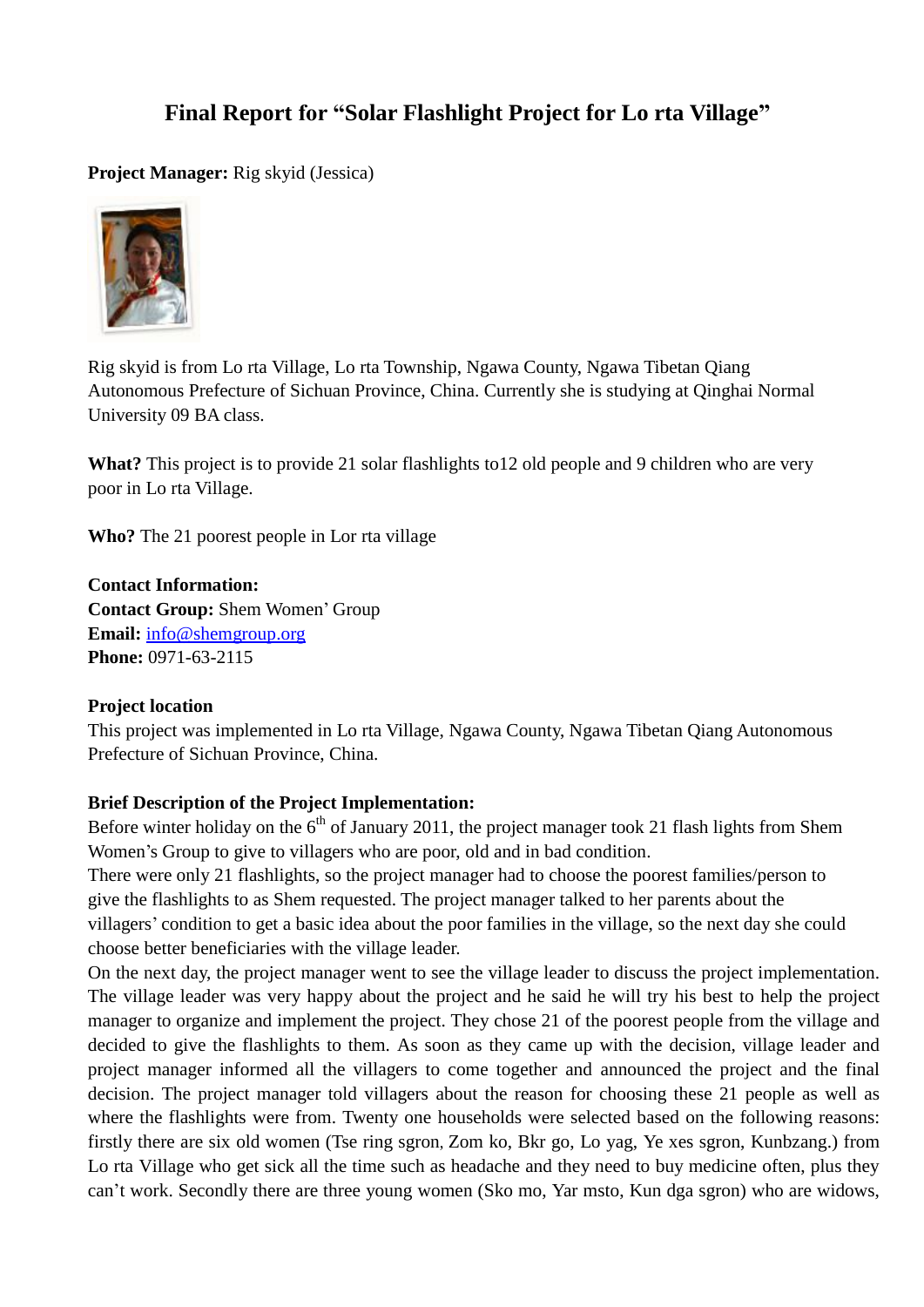# Final Report for "Solar Flashlight Project for Lo rta Village"

**Project Manager:** Rig skyid (Jessica)

Rig skyid is from Lo rta Village, Lo rta Township, Ngawa County, Ngawa Tibetan Qiang Autonomous Prefecture of Sichuan Province, China. Currently she is studying at Qinghai Normal University 09 BA class.

**What?** This project is to provide 21 solar flashlights to12 old people and 9 children who are very poor in Lo rta Village.

**Who?** The 21 poorest people in Lor rta village

**Contact Information:**
**Contact Group:** Shem Women' Group
**Email:** info@shemgroup.org
**Phone:** 0971-63-2115

**Project location**
This project was implemented in Lo rta Village, Ngawa County, Ngawa Tibetan Qiang Autonomous Prefecture of Sichuan Province, China.

**Brief Description of the Project Implementation:**
Before winter holiday on the 6th of January 2011, the project manager took 21 flash lights from Shem Women's Group to give to villagers who are poor, old and in bad condition.
There were only 21 flashlights, so the project manager had to choose the poorest families/person to give the flashlights to as Shem requested. The project manager talked to her parents about the villagers' condition to get a basic idea about the poor families in the village, so the next day she could choose better beneficiaries with the village leader.
On the next day, the project manager went to see the village leader to discuss the project implementation. The village leader was very happy about the project and he said he will try his best to help the project manager to organize and implement the project. They chose 21 of the poorest people from the village and decided to give the flashlights to them. As soon as they came up with the decision, village leader and project manager informed all the villagers to come together and announced the project and the final decision. The project manager told villagers about the reason for choosing these 21 people as well as where the flashlights were from. Twenty one households were selected based on the following reasons: firstly there are six old women (Tse ring sgron, Zom ko, Bkr go, Lo yag, Ye xes sgron, Kunbzang.) from Lo rta Village who get sick all the time such as headache and they need to buy medicine often, plus they can't work. Secondly there are three young women (Sko mo, Yar msto, Kun dga sgron) who are widows,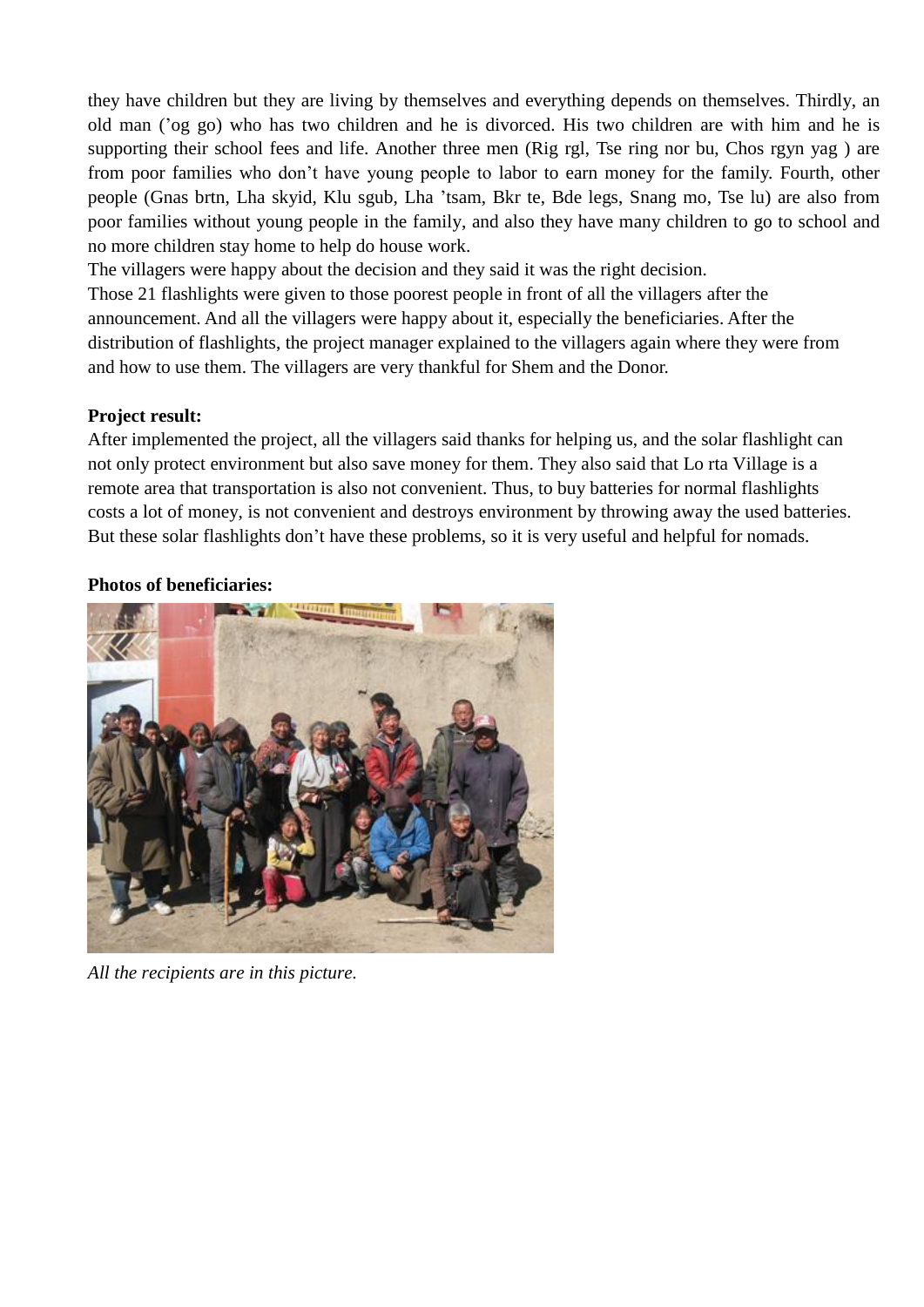they have children but they are living by themselves and everything depends on themselves. Thirdly, an old man ('og go) who has two children and he is divorced. His two children are with him and he is supporting their school fees and life. Another three men (Rig rgl, Tse ring nor bu, Chos rgyn yag ) are from poor families who don't have young people to labor to earn money for the family. Fourth, other people (Gnas brtn, Lha skyid, Klu sgub, Lha 'tsam, Bkr te, Bde legs, Snang mo, Tse lu) are also from poor families without young people in the family, and also they have many children to go to school and no more children stay home to help do house work.

The villagers were happy about the decision and they said it was the right decision.

Those 21 flashlights were given to those poorest people in front of all the villagers after the announcement. And all the villagers were happy about it, especially the beneficiaries. After the distribution of flashlights, the project manager explained to the villagers again where they were from and how to use them. The villagers are very thankful for Shem and the Donor.

**Project result:**

After implemented the project, all the villagers said thanks for helping us, and the solar flashlight can not only protect environment but also save money for them. They also said that Lo rta Village is a remote area that transportation is also not convenient. Thus, to buy batteries for normal flashlights costs a lot of money, is not convenient and destroys environment by throwing away the used batteries. But these solar flashlights don't have these problems, so it is very useful and helpful for nomads.

**Photos of beneficiaries:**

*All the recipients are in this picture.*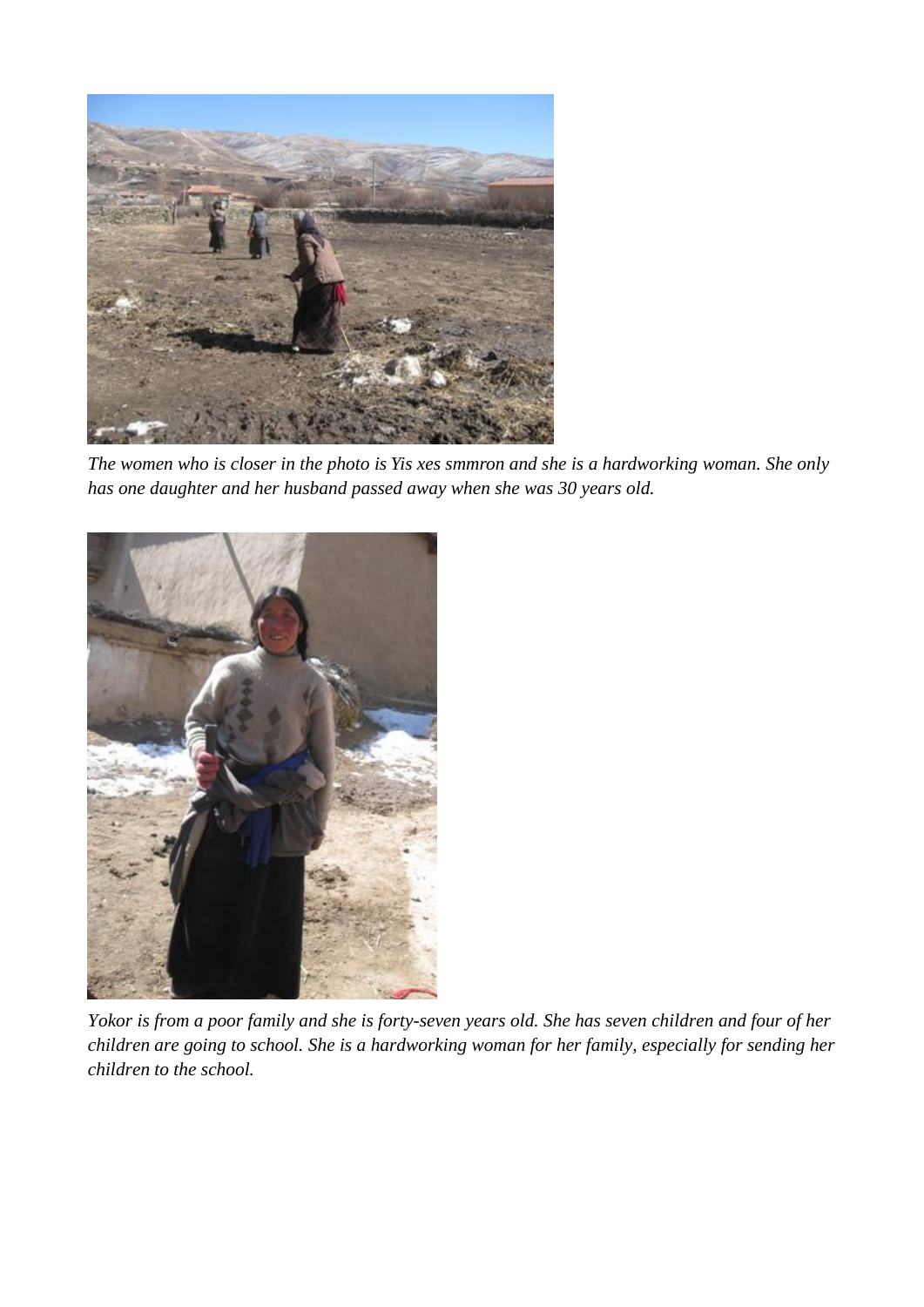*The women who is closer in the photo is Yis xes smmron and she is a hardworking woman. She only has one daughter and her husband passed away when she was 30 years old.*

*Yokor is from a poor family and she is forty-seven years old. She has seven children and four of her children are going to school. She is a hardworking woman for her family, especially for sending her children to the school.*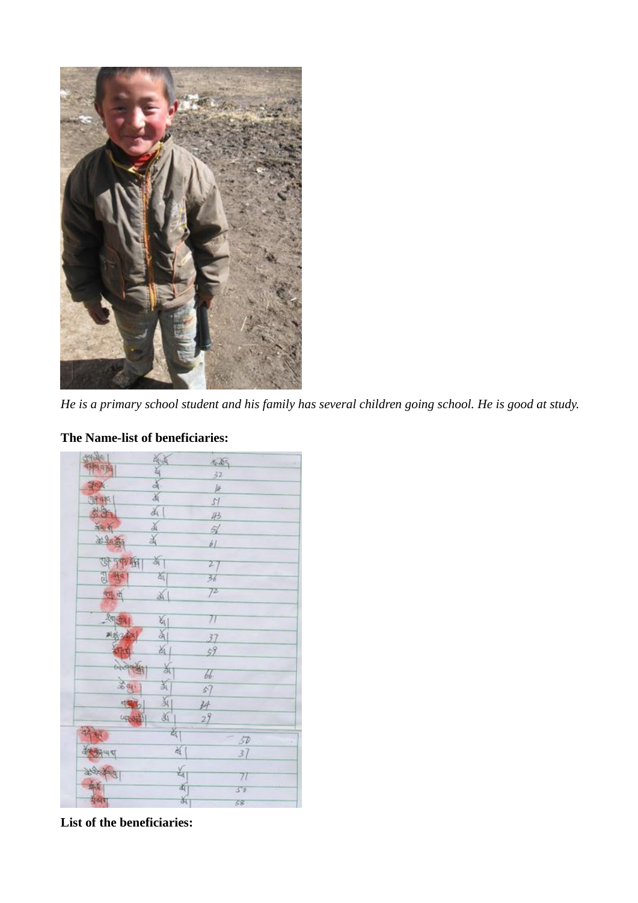*He is a primary school student and his family has several children going school. He is good at study.*

**The Name-list of beneficiaries:**

**List of the beneficiaries:**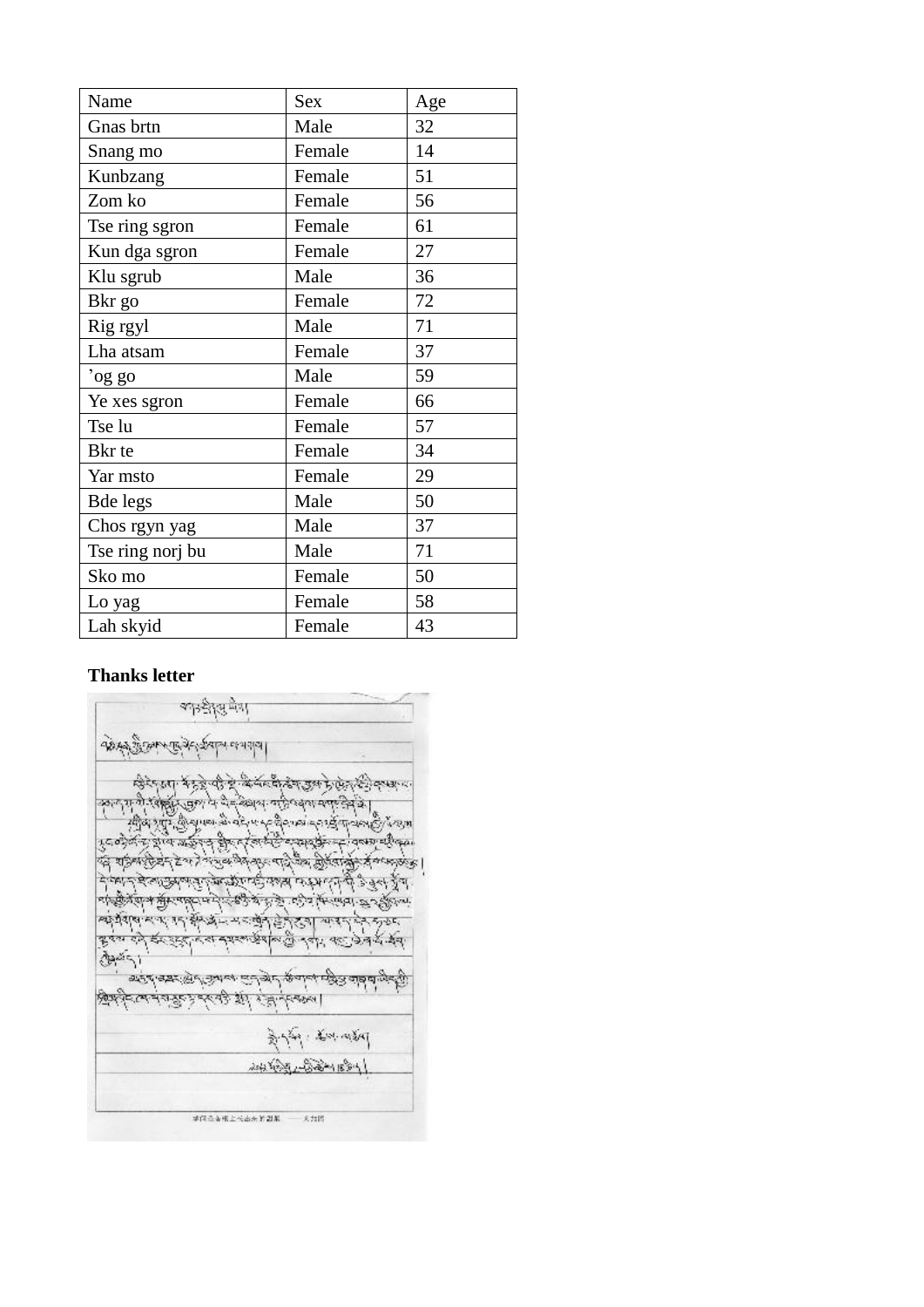| Name | Sex | Age |
| --- | --- | --- |
| Gnas brtn | Male | 32 |
| Snang mo | Female | 14 |
| Kunbzang | Female | 51 |
| Zom ko | Female | 56 |
| Tse ring sgron | Female | 61 |
| Kun dga sgron | Female | 27 |
| Klu sgrub | Male | 36 |
| Bkr go | Female | 72 |
| Rig rgyl | Male | 71 |
| Lha atsam | Female | 37 |
| ’og go | Male | 59 |
| Ye xes sgron | Female | 66 |
| Tse lu | Female | 57 |
| Bkr te | Female | 34 |
| Yar msto | Female | 29 |
| Bde legs | Male | 50 |
| Chos rgyn yag | Male | 37 |
| Tse ring norj bu | Male | 71 |
| Sko mo | Female | 50 |
| Lo yag | Female | 58 |
| Lah skyid | Female | 43 |

**Thanks letter**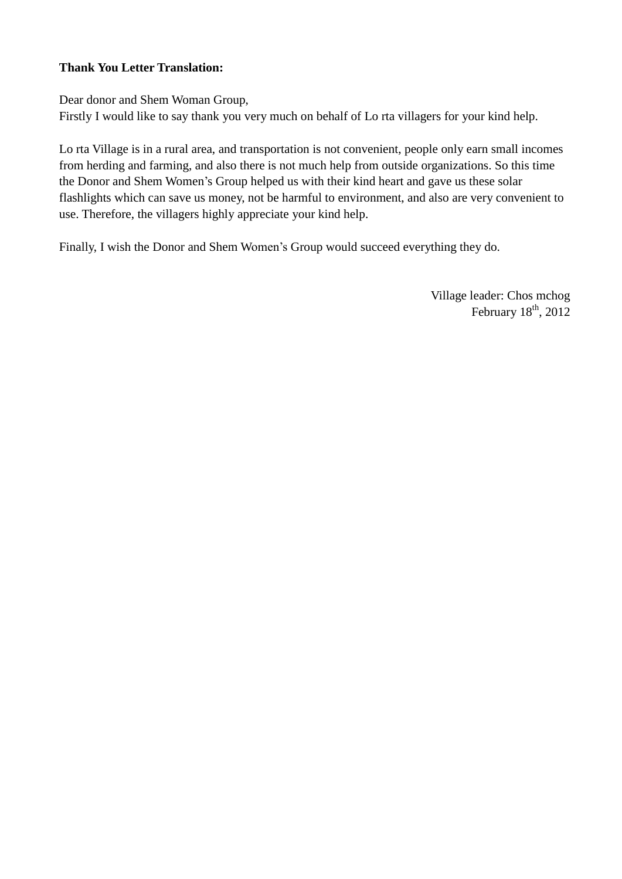**Thank You Letter Translation:**

Dear donor and Shem Woman Group,
Firstly I would like to say thank you very much on behalf of Lo rta villagers for your kind help.

Lo rta Village is in a rural area, and transportation is not convenient, people only earn small incomes from herding and farming, and also there is not much help from outside organizations. So this time the Donor and Shem Women's Group helped us with their kind heart and gave us these solar flashlights which can save us money, not be harmful to environment, and also are very convenient to use. Therefore, the villagers highly appreciate your kind help.

Finally, I wish the Donor and Shem Women's Group would succeed everything they do.

Village leader: Chos mchog
February 18th, 2012